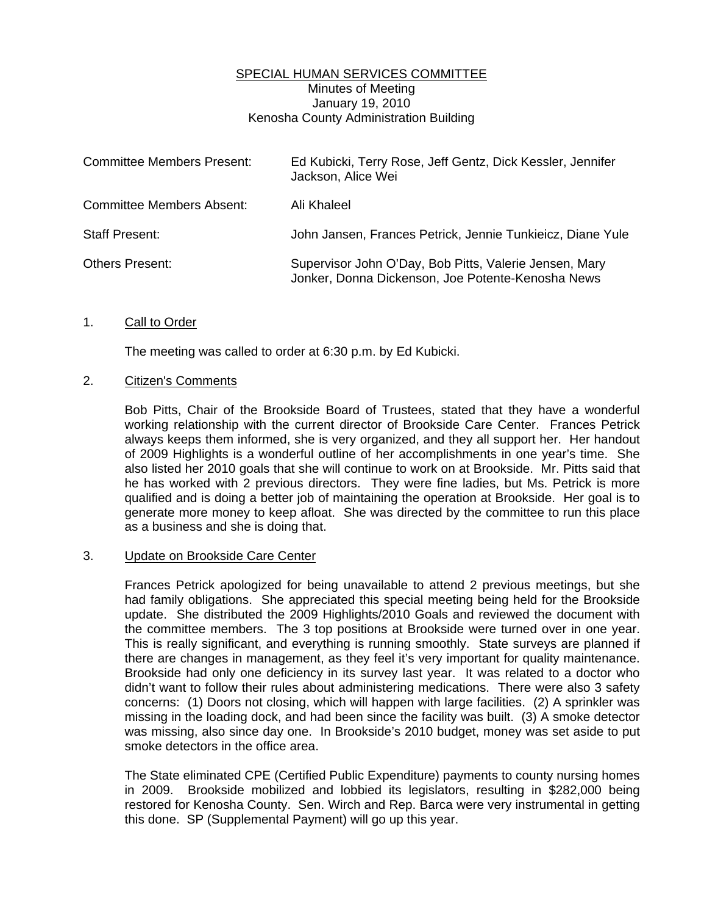# SPECIAL HUMAN SERVICES COMMITTEE

Minutes of Meeting
January 19, 2010
Kenosha County Administration Building

| | |
|---|---|
| Committee Members Present: | Ed Kubicki, Terry Rose, Jeff Gentz, Dick Kessler, Jennifer Jackson, Alice Wei |
| Committee Members Absent: | Ali Khaleel |
| Staff Present: | John Jansen, Frances Petrick, Jennie Tunkieicz, Diane Yule |
| Others Present: | Supervisor John O'Day, Bob Pitts, Valerie Jensen, Mary Jonker, Donna Dickenson, Joe Potente-Kenosha News |

1. Call to Order

   The meeting was called to order at 6:30 p.m. by Ed Kubicki.

2. Citizen's Comments

   Bob Pitts, Chair of the Brookside Board of Trustees, stated that they have a wonderful working relationship with the current director of Brookside Care Center. Frances Petrick always keeps them informed, she is very organized, and they all support her. Her handout of 2009 Highlights is a wonderful outline of her accomplishments in one year's time. She also listed her 2010 goals that she will continue to work on at Brookside. Mr. Pitts said that he has worked with 2 previous directors. They were fine ladies, but Ms. Petrick is more qualified and is doing a better job of maintaining the operation at Brookside. Her goal is to generate more money to keep afloat. She was directed by the committee to run this place as a business and she is doing that.

3. Update on Brookside Care Center

   Frances Petrick apologized for being unavailable to attend 2 previous meetings, but she had family obligations. She appreciated this special meeting being held for the Brookside update. She distributed the 2009 Highlights/2010 Goals and reviewed the document with the committee members. The 3 top positions at Brookside were turned over in one year. This is really significant, and everything is running smoothly. State surveys are planned if there are changes in management, as they feel it's very important for quality maintenance. Brookside had only one deficiency in its survey last year. It was related to a doctor who didn't want to follow their rules about administering medications. There were also 3 safety concerns: (1) Doors not closing, which will happen with large facilities. (2) A sprinkler was missing in the loading dock, and had been since the facility was built. (3) A smoke detector was missing, also since day one. In Brookside's 2010 budget, money was set aside to put smoke detectors in the office area.

   The State eliminated CPE (Certified Public Expenditure) payments to county nursing homes in 2009. Brookside mobilized and lobbied its legislators, resulting in $282,000 being restored for Kenosha County. Sen. Wirch and Rep. Barca were very instrumental in getting this done. SP (Supplemental Payment) will go up this year.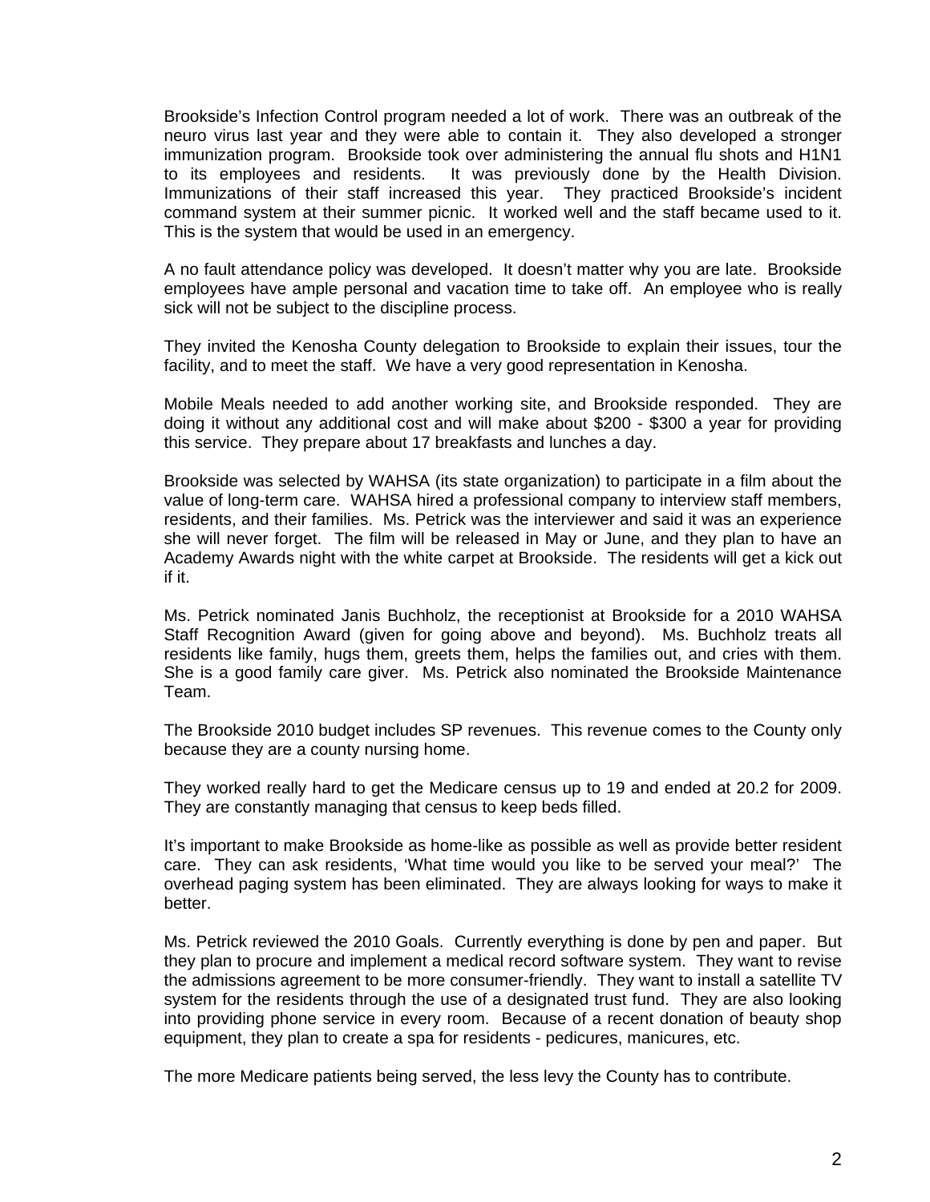Brookside's Infection Control program needed a lot of work. There was an outbreak of the neuro virus last year and they were able to contain it. They also developed a stronger immunization program. Brookside took over administering the annual flu shots and H1N1 to its employees and residents. It was previously done by the Health Division. Immunizations of their staff increased this year. They practiced Brookside's incident command system at their summer picnic. It worked well and the staff became used to it. This is the system that would be used in an emergency.

A no fault attendance policy was developed. It doesn't matter why you are late. Brookside employees have ample personal and vacation time to take off. An employee who is really sick will not be subject to the discipline process.

They invited the Kenosha County delegation to Brookside to explain their issues, tour the facility, and to meet the staff. We have a very good representation in Kenosha.

Mobile Meals needed to add another working site, and Brookside responded. They are doing it without any additional cost and will make about $200 - $300 a year for providing this service. They prepare about 17 breakfasts and lunches a day.

Brookside was selected by WAHSA (its state organization) to participate in a film about the value of long-term care. WAHSA hired a professional company to interview staff members, residents, and their families. Ms. Petrick was the interviewer and said it was an experience she will never forget. The film will be released in May or June, and they plan to have an Academy Awards night with the white carpet at Brookside. The residents will get a kick out if it.

Ms. Petrick nominated Janis Buchholz, the receptionist at Brookside for a 2010 WAHSA Staff Recognition Award (given for going above and beyond). Ms. Buchholz treats all residents like family, hugs them, greets them, helps the families out, and cries with them. She is a good family care giver. Ms. Petrick also nominated the Brookside Maintenance Team.

The Brookside 2010 budget includes SP revenues. This revenue comes to the County only because they are a county nursing home.

They worked really hard to get the Medicare census up to 19 and ended at 20.2 for 2009. They are constantly managing that census to keep beds filled.

It's important to make Brookside as home-like as possible as well as provide better resident care. They can ask residents, 'What time would you like to be served your meal?' The overhead paging system has been eliminated. They are always looking for ways to make it better.

Ms. Petrick reviewed the 2010 Goals. Currently everything is done by pen and paper. But they plan to procure and implement a medical record software system. They want to revise the admissions agreement to be more consumer-friendly. They want to install a satellite TV system for the residents through the use of a designated trust fund. They are also looking into providing phone service in every room. Because of a recent donation of beauty shop equipment, they plan to create a spa for residents - pedicures, manicures, etc.

The more Medicare patients being served, the less levy the County has to contribute.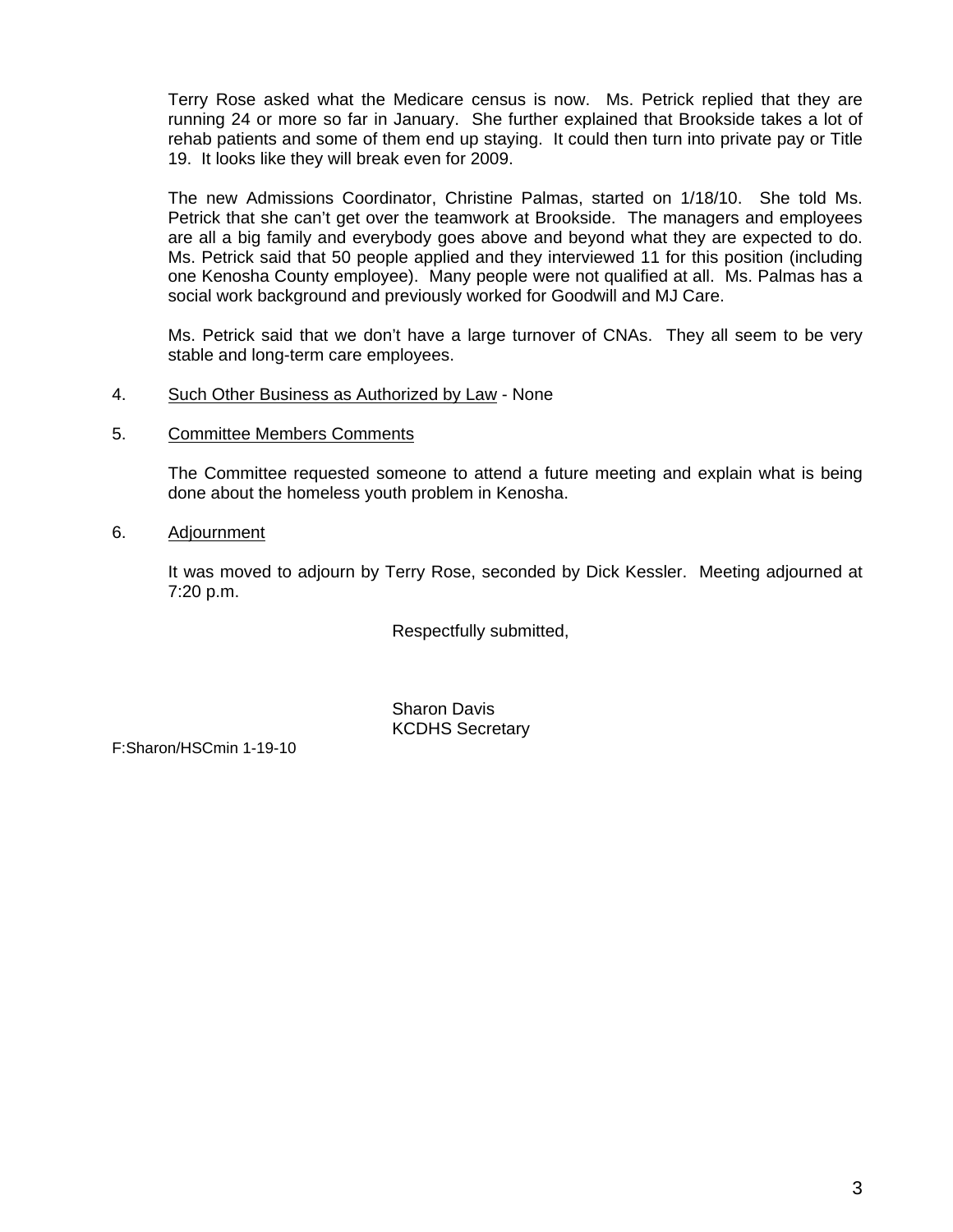Terry Rose asked what the Medicare census is now. Ms. Petrick replied that they are running 24 or more so far in January. She further explained that Brookside takes a lot of rehab patients and some of them end up staying. It could then turn into private pay or Title 19. It looks like they will break even for 2009.

The new Admissions Coordinator, Christine Palmas, started on 1/18/10. She told Ms. Petrick that she can't get over the teamwork at Brookside. The managers and employees are all a big family and everybody goes above and beyond what they are expected to do. Ms. Petrick said that 50 people applied and they interviewed 11 for this position (including one Kenosha County employee). Many people were not qualified at all. Ms. Palmas has a social work background and previously worked for Goodwill and MJ Care.

Ms. Petrick said that we don't have a large turnover of CNAs. They all seem to be very stable and long-term care employees.

4. Such Other Business as Authorized by Law - None

5. Committee Members Comments

   The Committee requested someone to attend a future meeting and explain what is being done about the homeless youth problem in Kenosha.

6. Adjournment

   It was moved to adjourn by Terry Rose, seconded by Dick Kessler. Meeting adjourned at 7:20 p.m.

Respectfully submitted,

Sharon Davis
KCDHS Secretary

F:Sharon/HSCmin 1-19-10